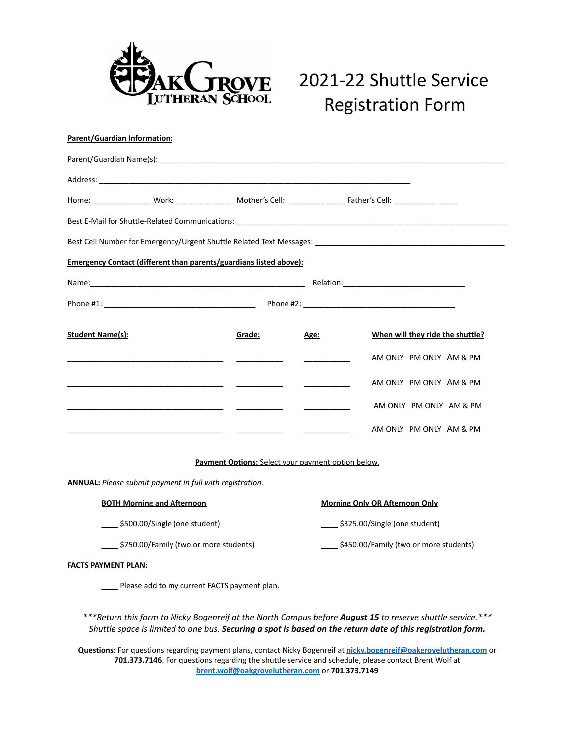# 2021-22 Shuttle Service Registration Form

Oak Grove Lutheran School

**Parent/Guardian Information:**

Parent/Guardian Name(s): ______________________________________________________________

Address: ____________________________________________________________

Home: ____________ Work: ____________ Mother's Cell: ____________ Father's Cell: ____________

Best E-Mail for Shuttle-Related Communications: ______________________________________________

Best Cell Number for Emergency/Urgent Shuttle Related Text Messages: ______________________________

**Emergency Contact (different than parents/guardians listed above):**

Name:_______________________________________________ Relation:___________________________

Phone #1: _________________________________ Phone #2: _________________________________

| **Student Name(s):** | **Grade:** | **Age:** | **When will they ride the shuttle?** |
|---|---|---|---|
| ______________________ | ________ | ________ | AM ONLY PM ONLY AM & PM |
| ______________________ | ________ | ________ | AM ONLY PM ONLY AM & PM |
| ______________________ | ________ | ________ | AM ONLY PM ONLY AM & PM |
| ______________________ | ________ | ________ | AM ONLY PM ONLY AM & PM |

**Payment Options:** Select your payment option below.

**ANNUAL:** *Please submit payment in full with registration.*

**BOTH Morning and Afternoon**

____ $500.00/Single (one student)

____ $750.00/Family (two or more students)

**Morning Only OR Afternoon Only**

____ $325.00/Single (one student)

____ $450.00/Family (two or more students)

**FACTS PAYMENT PLAN:**

____ Please add to my current FACTS payment plan.

****\*Return this form to Nicky Bogenreif at the North Campus before *August 15* to reserve shuttle service.\*\*\****
*Shuttle space is limited to one bus. **Securing a spot is based on the return date of this registration form.***

**Questions:** For questions regarding payment plans, contact Nicky Bogenreif at nicky.bogenreif@oakgrovelutheran.com or **701.373.7146**. For questions regarding the shuttle service and schedule, please contact Brent Wolf at brent.wolf@oakgrovelutheran.com or **701.373.7149**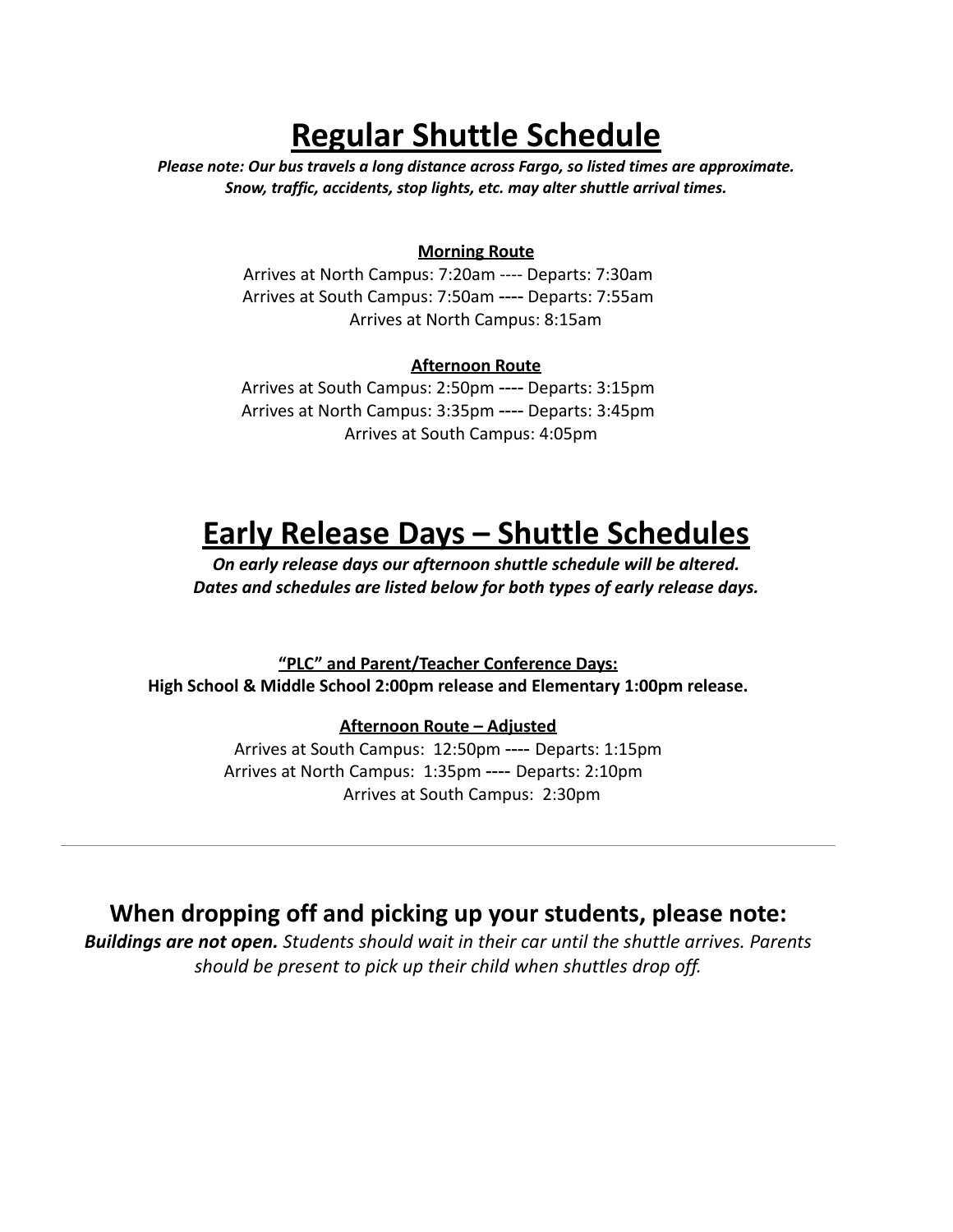# Regular Shuttle Schedule

***Please note: Our bus travels a long distance across Fargo, so listed times are approximate. Snow, traffic, accidents, stop lights, etc. may alter shuttle arrival times.***

**Morning Route**

Arrives at North Campus: 7:20am ---- Departs: 7:30am
Arrives at South Campus: 7:50am ---- Departs: 7:55am
Arrives at North Campus: 8:15am

**Afternoon Route**

Arrives at South Campus: 2:50pm ---- Departs: 3:15pm
Arrives at North Campus: 3:35pm ---- Departs: 3:45pm
Arrives at South Campus: 4:05pm

# Early Release Days – Shuttle Schedules

***On early release days our afternoon shuttle schedule will be altered. Dates and schedules are listed below for both types of early release days.***

**"PLC" and Parent/Teacher Conference Days:**
**High School & Middle School 2:00pm release and Elementary 1:00pm release.**

**Afternoon Route – Adjusted**

Arrives at South Campus: 12:50pm ---- Departs: 1:15pm
Arrives at North Campus: 1:35pm ---- Departs: 2:10pm
Arrives at South Campus: 2:30pm

---

## When dropping off and picking up your students, please note:

***Buildings are not open.*** *Students should wait in their car until the shuttle arrives. Parents should be present to pick up their child when shuttles drop off.*